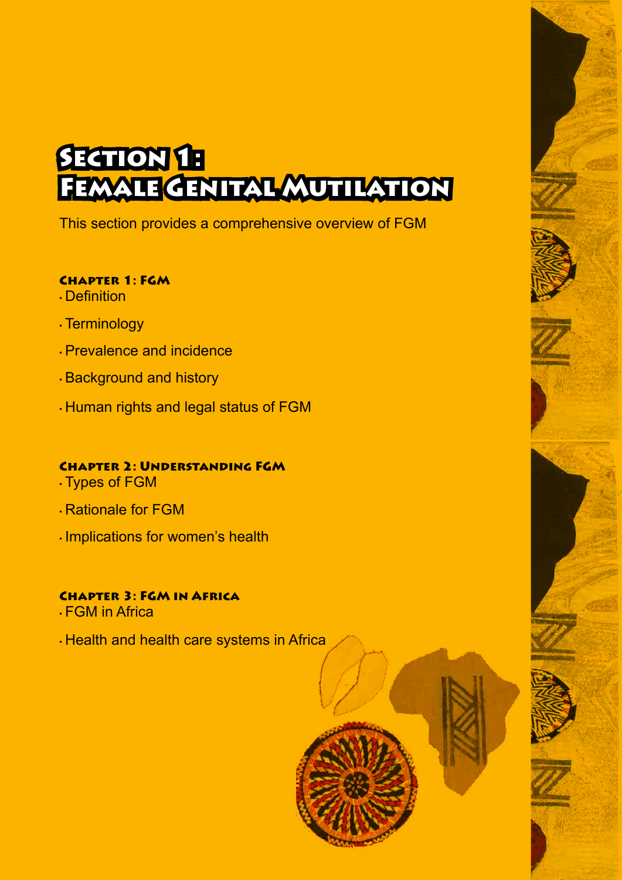# Section 1: Female Genital Mutilation

This section provides a comprehensive overview of FGM

### Chapter 1: FGM

- Definition
- Terminology
- Prevalence and incidence
- Background and history
- Human rights and legal status of FGM

### Chapter 2: Understanding FGM

- Types of FGM
- Rationale for FGM
- Implications for women's health

### Chapter 3: FGM in Africa

- FGM in Africa
- Health and health care systems in Africa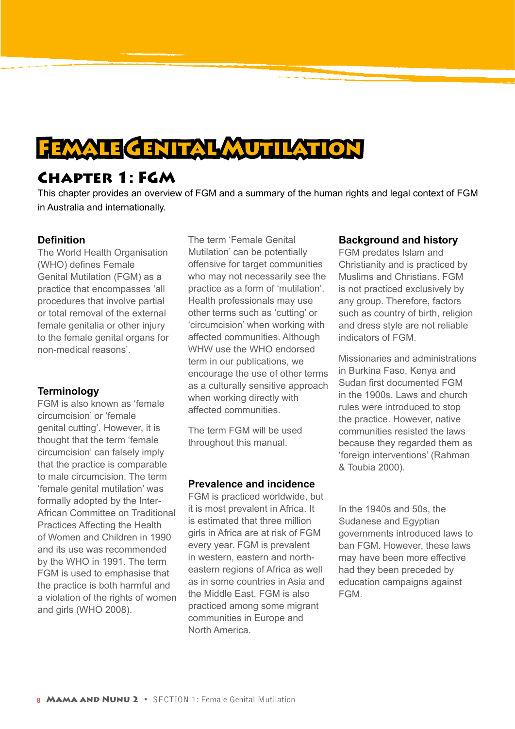# Female Genital Mutilation

## Chapter 1: FGM

This chapter provides an overview of FGM and a summary of the human rights and legal context of FGM in Australia and internationally.

### Definition

The World Health Organisation (WHO) defines Female Genital Mutilation (FGM) as a practice that encompasses 'all procedures that involve partial or total removal of the external female genitalia or other injury to the female genital organs for non-medical reasons'.

### Terminology

FGM is also known as 'female circumcision' or 'female genital cutting'. However, it is thought that the term 'female circumcision' can falsely imply that the practice is comparable to male circumcision. The term 'female genital mutilation' was formally adopted by the Inter-African Committee on Traditional Practices Affecting the Health of Women and Children in 1990 and its use was recommended by the WHO in 1991. The term FGM is used to emphasise that the practice is both harmful and a violation of the rights of women and girls (WHO 2008).

The term 'Female Genital Mutilation' can be potentially offensive for target communities who may not necessarily see the practice as a form of 'mutilation'. Health professionals may use other terms such as 'cutting' or 'circumcision' when working with affected communities. Although WHW use the WHO endorsed term in our publications, we encourage the use of other terms as a culturally sensitive approach when working directly with affected communities.

The term FGM will be used throughout this manual.

### Prevalence and incidence

FGM is practiced worldwide, but it is most prevalent in Africa. It is estimated that three million girls in Africa are at risk of FGM every year. FGM is prevalent in western, eastern and north-eastern regions of Africa as well as in some countries in Asia and the Middle East. FGM is also practiced among some migrant communities in Europe and North America.

### Background and history

FGM predates Islam and Christianity and is practiced by Muslims and Christians. FGM is not practiced exclusively by any group. Therefore, factors such as country of birth, religion and dress style are not reliable indicators of FGM.

Missionaries and administrations in Burkina Faso, Kenya and Sudan first documented FGM in the 1900s. Laws and church rules were introduced to stop the practice. However, native communities resisted the laws because they regarded them as 'foreign interventions' (Rahman & Toubia 2000).

In the 1940s and 50s, the Sudanese and Egyptian governments introduced laws to ban FGM. However, these laws may have been more effective had they been preceded by education campaigns against FGM.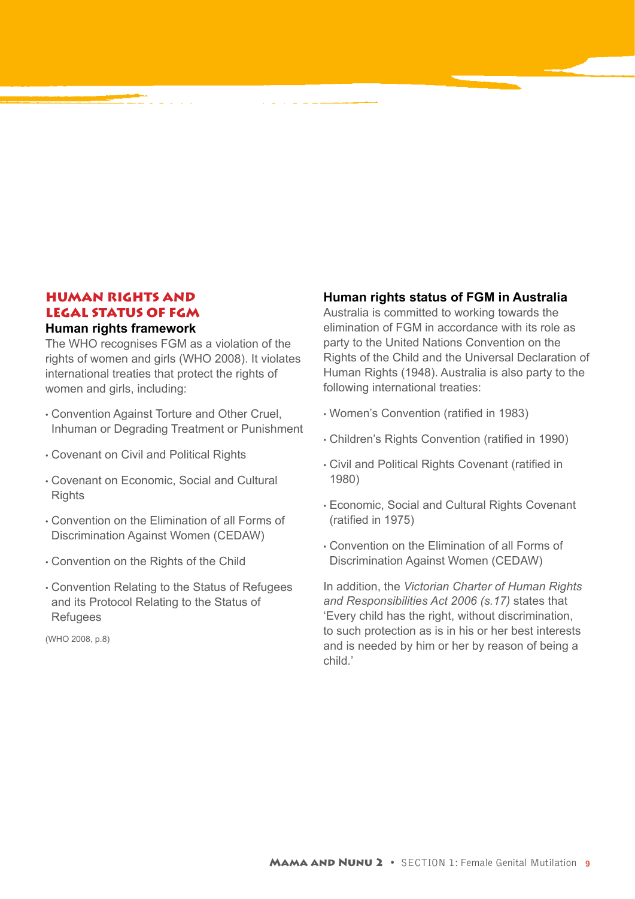## HUMAN RIGHTS AND LEGAL STATUS OF FGM

### Human rights framework

The WHO recognises FGM as a violation of the rights of women and girls (WHO 2008). It violates international treaties that protect the rights of women and girls, including:

- Convention Against Torture and Other Cruel, Inhuman or Degrading Treatment or Punishment
- Covenant on Civil and Political Rights
- Covenant on Economic, Social and Cultural Rights
- Convention on the Elimination of all Forms of Discrimination Against Women (CEDAW)
- Convention on the Rights of the Child
- Convention Relating to the Status of Refugees and its Protocol Relating to the Status of Refugees

(WHO 2008, p.8)

### Human rights status of FGM in Australia

Australia is committed to working towards the elimination of FGM in accordance with its role as party to the United Nations Convention on the Rights of the Child and the Universal Declaration of Human Rights (1948). Australia is also party to the following international treaties:

- Women's Convention (ratified in 1983)
- Children's Rights Convention (ratified in 1990)
- Civil and Political Rights Covenant (ratified in 1980)
- Economic, Social and Cultural Rights Covenant (ratified in 1975)
- Convention on the Elimination of all Forms of Discrimination Against Women (CEDAW)

In addition, the *Victorian Charter of Human Rights and Responsibilities Act 2006 (s.17)* states that 'Every child has the right, without discrimination, to such protection as is in his or her best interests and is needed by him or her by reason of being a child.'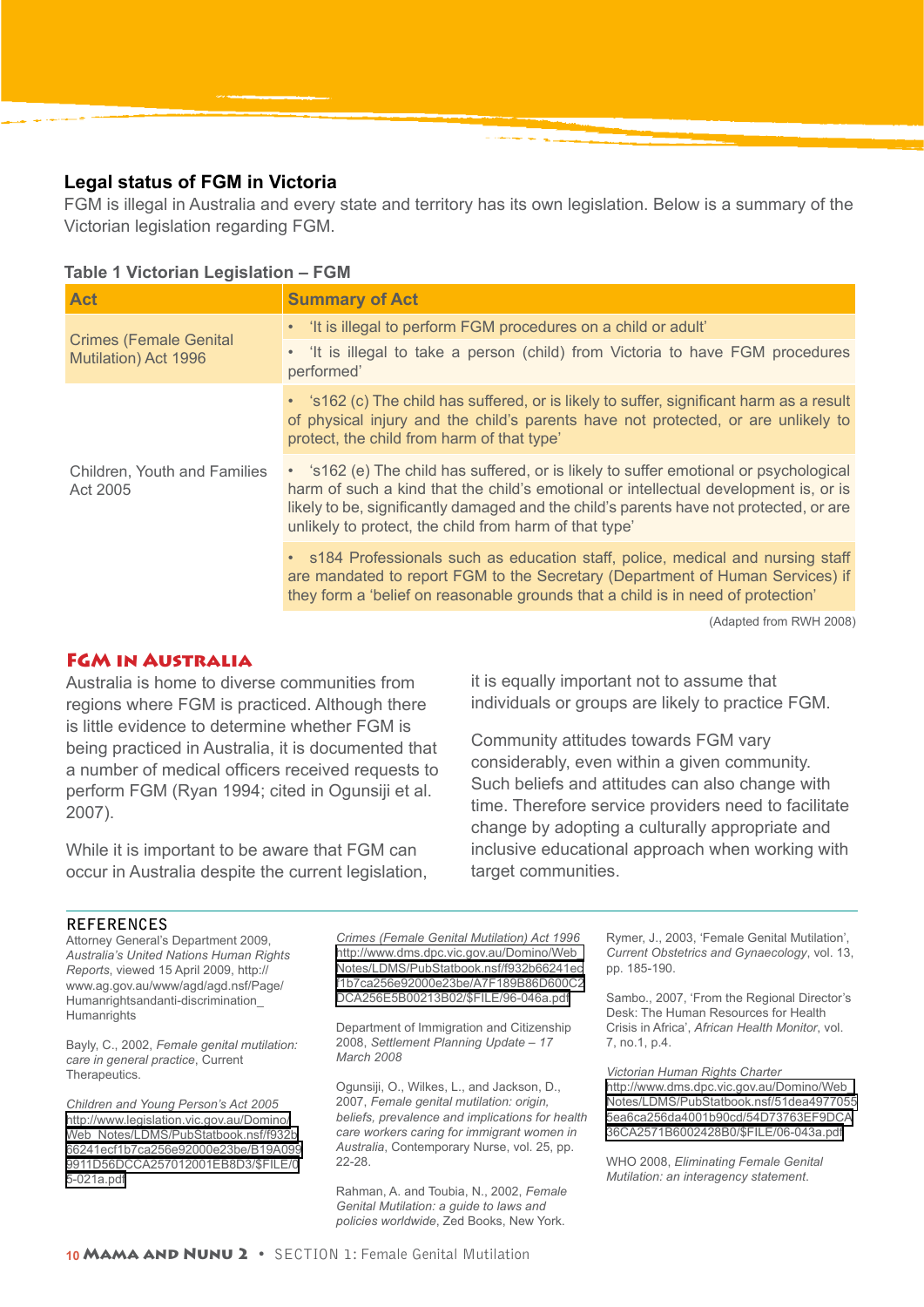## Legal status of FGM in Victoria

FGM is illegal in Australia and every state and territory has its own legislation. Below is a summary of the Victorian legislation regarding FGM.

**Table 1 Victorian Legislation – FGM**

| Act | Summary of Act |
|---|---|
| Crimes (Female Genital Mutilation) Act 1996 | • 'It is illegal to perform FGM procedures on a child or adult' |
| | • 'It is illegal to take a person (child) from Victoria to have FGM procedures performed' |
| Children, Youth and Families Act 2005 | • 's162 (c) The child has suffered, or is likely to suffer, significant harm as a result of physical injury and the child's parents have not protected, or are unlikely to protect, the child from harm of that type' |
| | • 's162 (e) The child has suffered, or is likely to suffer emotional or psychological harm of such a kind that the child's emotional or intellectual development is, or is likely to be, significantly damaged and the child's parents have not protected, or are unlikely to protect, the child from harm of that type' |
| | • s184 Professionals such as education staff, police, medical and nursing staff are mandated to report FGM to the Secretary (Department of Human Services) if they form a 'belief on reasonable grounds that a child is in need of protection' |

(Adapted from RWH 2008)

## FGM in Australia

Australia is home to diverse communities from regions where FGM is practiced. Although there is little evidence to determine whether FGM is being practiced in Australia, it is documented that a number of medical officers received requests to perform FGM (Ryan 1994; cited in Ogunsiji et al. 2007).

While it is important to be aware that FGM can occur in Australia despite the current legislation, it is equally important not to assume that individuals or groups are likely to practice FGM.

Community attitudes towards FGM vary considerably, even within a given community. Such beliefs and attitudes can also change with time. Therefore service providers need to facilitate change by adopting a culturally appropriate and inclusive educational approach when working with target communities.

## REFERENCES

Attorney General's Department 2009, *Australia's United Nations Human Rights Reports*, viewed 15 April 2009, http://www.ag.gov.au/www/agd/agd.nsf/Page/Humanrightsandanti-discrimination_Humanrights

Bayly, C., 2002, *Female genital mutilation: care in general practice*, Current Therapeutics.

*Children and Young Person's Act 2005* http://www.legislation.vic.gov.au/Domino/Web_Notes/LDMS/PubStatbook.nsf/f932b66241ecf1b7ca256e92000e23be/B19A0999911D56DCCA257012001EB8D3/$FILE/05-021a.pdf

*Crimes (Female Genital Mutilation) Act 1996* http://www.dms.dpc.vic.gov.au/Domino/Web_Notes/LDMS/PubStatbook.nsf/f932b66241ecf1b7ca256e92000e23be/A7F189B86D600C2DCA256E5B00213B02/$FILE/96-046a.pdf

Department of Immigration and Citizenship 2008, *Settlement Planning Update – 17 March 2008*

Ogunsiji, O., Wilkes, L., and Jackson, D., 2007, *Female genital mutilation: origin, beliefs, prevalence and implications for health care workers caring for immigrant women in Australia*, Contemporary Nurse, vol. 25, pp. 22-28.

Rahman, A. and Toubia, N., 2002, *Female Genital Mutilation: a guide to laws and policies worldwide*, Zed Books, New York.

Rymer, J., 2003, 'Female Genital Mutilation', *Current Obstetrics and Gynaecology*, vol. 13, pp. 185-190.

Sambo., 2007, 'From the Regional Director's Desk: The Human Resources for Health Crisis in Africa', *African Health Monitor*, vol. 7, no.1, p.4.

*Victorian Human Rights Charter* http://www.dms.dpc.vic.gov.au/Domino/Web_Notes/LDMS/PubStatbook.nsf/51dea49770555ea6ca256da4001b90cd/54D73763EF9DCA36CA2571B6002428B0/$FILE/06-043a.pdf

WHO 2008, *Eliminating Female Genital Mutilation: an interagency statement*.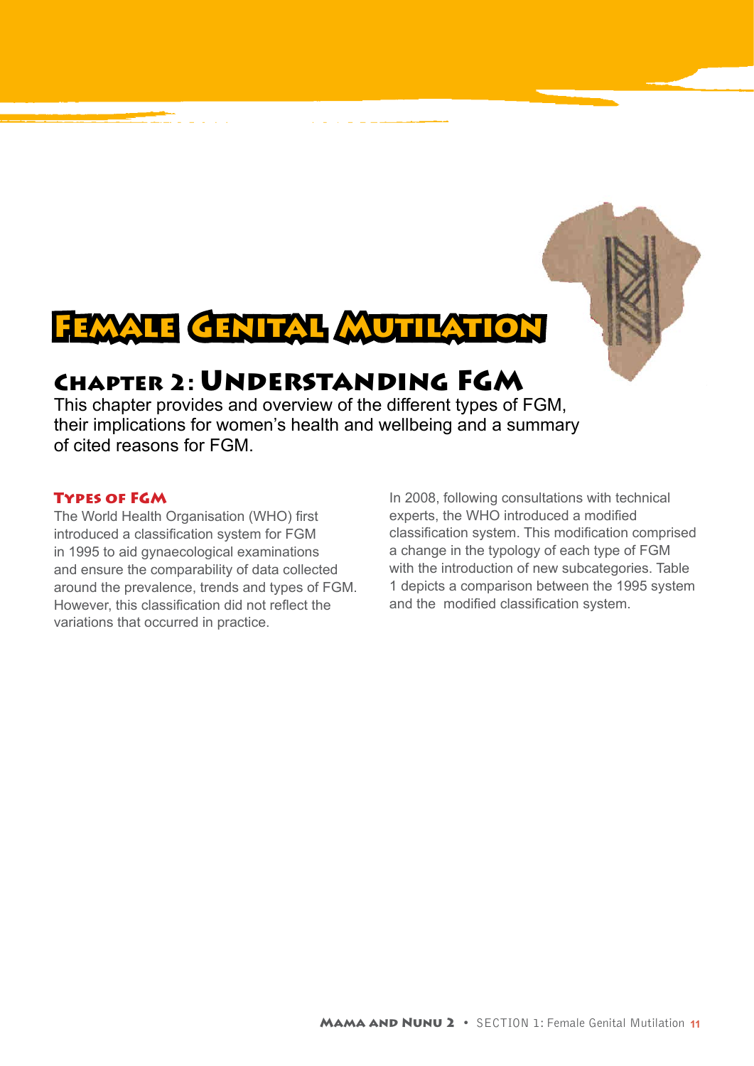# Female Genital Mutilation

## Chapter 2: Understanding FGM

This chapter provides and overview of the different types of FGM, their implications for women's health and wellbeing and a summary of cited reasons for FGM.

### Types of FGM

The World Health Organisation (WHO) first introduced a classification system for FGM in 1995 to aid gynaecological examinations and ensure the comparability of data collected around the prevalence, trends and types of FGM. However, this classification did not reflect the variations that occurred in practice.

In 2008, following consultations with technical experts, the WHO introduced a modified classification system. This modification comprised a change in the typology of each type of FGM with the introduction of new subcategories. Table 1 depicts a comparison between the 1995 system and the modified classification system.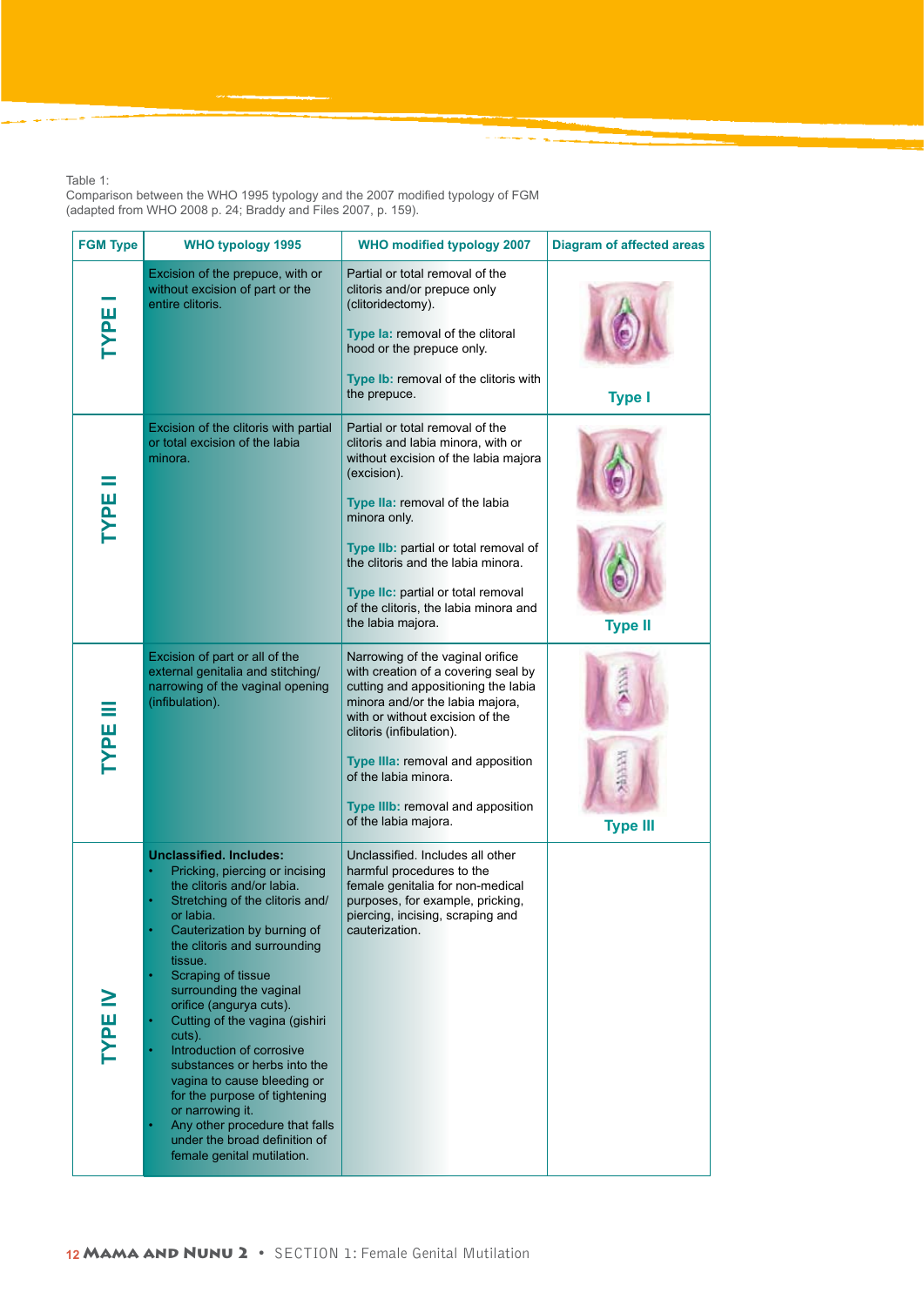Table 1:
Comparison between the WHO 1995 typology and the 2007 modified typology of FGM
(adapted from WHO 2008 p. 24; Braddy and Files 2007, p. 159).

| FGM Type | WHO typology 1995 | WHO modified typology 2007 | Diagram of affected areas |
|---|---|---|---|
| TYPE I | Excision of the prepuce, with or without excision of part or the entire clitoris. | Partial or total removal of the clitoris and/or prepuce only (clitoridectomy).<br><br>Type Ia: removal of the clitoral hood or the prepuce only.<br><br>Type Ib: removal of the clitoris with the prepuce. | Type I |
| TYPE II | Excision of the clitoris with partial or total excision of the labia minora. | Partial or total removal of the clitoris and labia minora, with or without excision of the labia majora (excision).<br><br>Type IIa: removal of the labia minora only.<br><br>Type IIb: partial or total removal of the clitoris and the labia minora.<br><br>Type IIc: partial or total removal of the clitoris, the labia minora and the labia majora. | Type II |
| TYPE III | Excision of part or all of the external genitalia and stitching/ narrowing of the vaginal opening (infibulation). | Narrowing of the vaginal orifice with creation of a covering seal by cutting and appositioning the labia minora and/or the labia majora, with or without excision of the clitoris (infibulation).<br><br>Type IIIa: removal and apposition of the labia minora.<br><br>Type IIIb: removal and apposition of the labia majora. | Type III |
| TYPE IV | **Unclassified. Includes:**<br>• Pricking, piercing or incising the clitoris and/or labia.<br>• Stretching of the clitoris and/ or labia.<br>• Cauterization by burning of the clitoris and surrounding tissue.<br>• Scraping of tissue surrounding the vaginal orifice (angurya cuts).<br>• Cutting of the vagina (gishiri cuts).<br>• Introduction of corrosive substances or herbs into the vagina to cause bleeding or for the purpose of tightening or narrowing it.<br>• Any other procedure that falls under the broad definition of female genital mutilation. | Unclassified. Includes all other harmful procedures to the female genitalia for non-medical purposes, for example, pricking, piercing, incising, scraping and cauterization. | |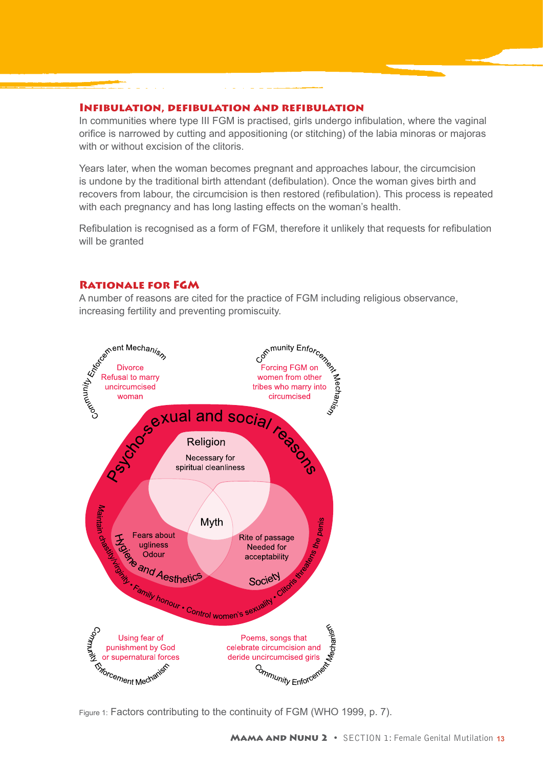## Infibulation, defibulation and refibulation

In communities where type III FGM is practised, girls undergo infibulation, where the vaginal orifice is narrowed by cutting and appositioning (or stitching) of the labia minoras or majoras with or without excision of the clitoris.

Years later, when the woman becomes pregnant and approaches labour, the circumcision is undone by the traditional birth attendant (defibulation). Once the woman gives birth and recovers from labour, the circumcision is then restored (refibulation). This process is repeated with each pregnancy and has long lasting effects on the woman's health.

Refibulation is recognised as a form of FGM, therefore it unlikely that requests for refibulation will be granted

## Rationale for FGM

A number of reasons are cited for the practice of FGM including religious observance, increasing fertility and preventing promiscuity.

Community Enforcement Mechanism
Divorce
Refusal to marry uncircumcised woman

Community Enforcement Mechanism
Forcing FGM on women from other tribes who marry into circumcised

Psycho-sexual and social reasons

Religion
Necessary for spiritual cleanliness

Myth

Hygiene and Aesthetics
Fears about ugliness
Odour

Society
Rite of passage
Needed for acceptability

Maintain chastity/virginity • Family honour • Control women's sexuality • Clitoris threatens the penis

Community Enforcement Mechanism
Using fear of punishment by God or supernatural forces

Community Enforcement Mechanism
Poems, songs that celebrate circumcision and deride uncircumcised girls

Figure 1: Factors contributing to the continuity of FGM (WHO 1999, p. 7).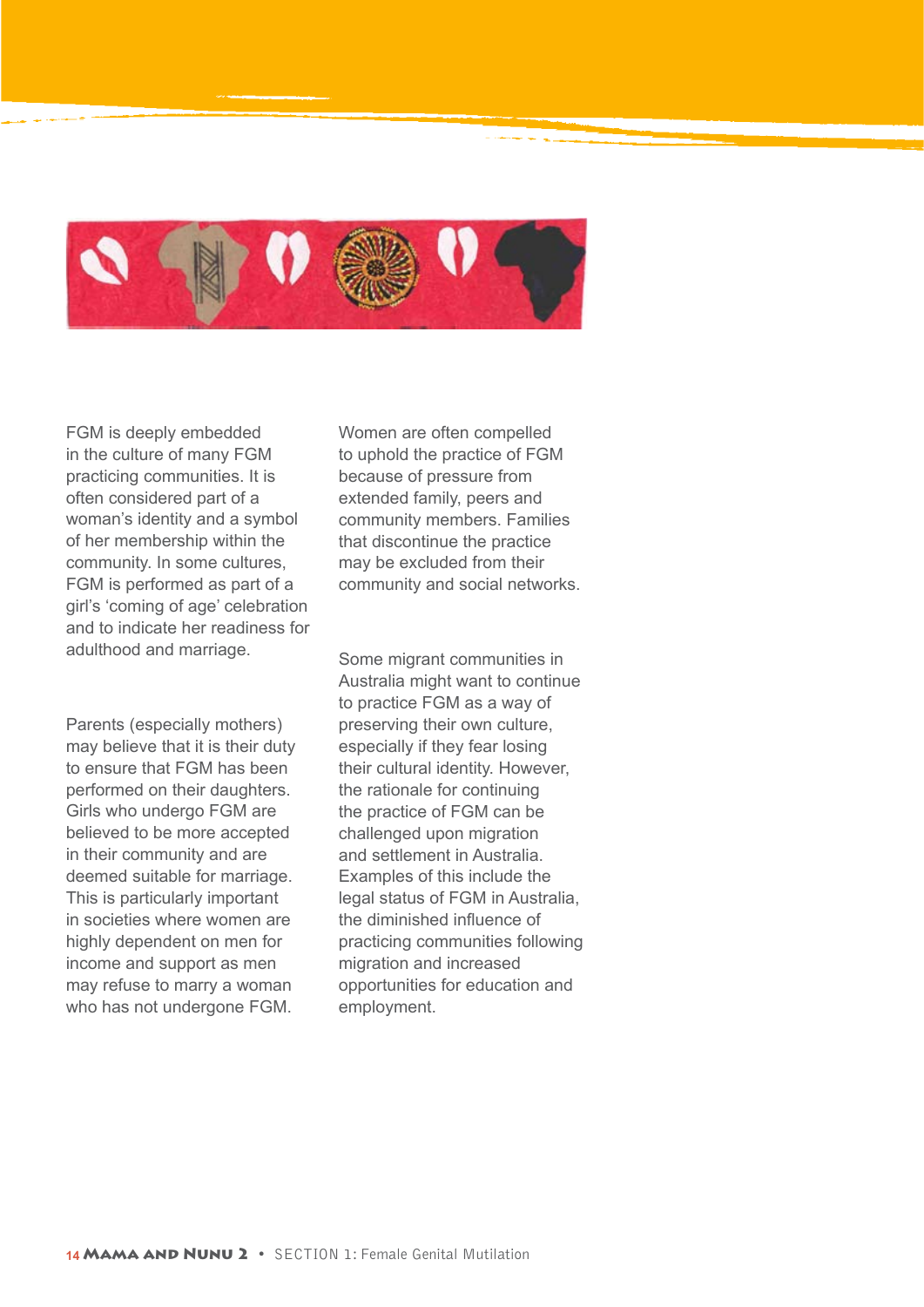FGM is deeply embedded in the culture of many FGM practicing communities. It is often considered part of a woman's identity and a symbol of her membership within the community. In some cultures, FGM is performed as part of a girl's 'coming of age' celebration and to indicate her readiness for adulthood and marriage.

Parents (especially mothers) may believe that it is their duty to ensure that FGM has been performed on their daughters. Girls who undergo FGM are believed to be more accepted in their community and are deemed suitable for marriage. This is particularly important in societies where women are highly dependent on men for income and support as men may refuse to marry a woman who has not undergone FGM.

Women are often compelled to uphold the practice of FGM because of pressure from extended family, peers and community members. Families that discontinue the practice may be excluded from their community and social networks.

Some migrant communities in Australia might want to continue to practice FGM as a way of preserving their own culture, especially if they fear losing their cultural identity. However, the rationale for continuing the practice of FGM can be challenged upon migration and settlement in Australia. Examples of this include the legal status of FGM in Australia, the diminished influence of practicing communities following migration and increased opportunities for education and employment.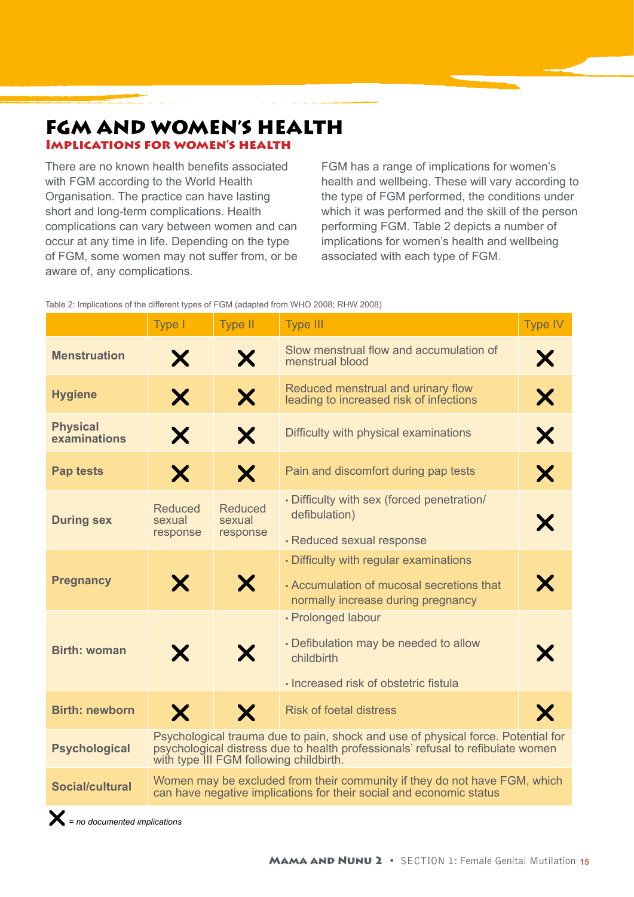# FGM and women's health

## Implications for women's health

There are no known health benefits associated with FGM according to the World Health Organisation. The practice can have lasting short and long-term complications. Health complications can vary between women and can occur at any time in life. Depending on the type of FGM, some women may not suffer from, or be aware of, any complications.

FGM has a range of implications for women's health and wellbeing. These will vary according to the type of FGM performed, the conditions under which it was performed and the skill of the person performing FGM. Table 2 depicts a number of implications for women's health and wellbeing associated with each type of FGM.

Table 2: Implications of the different types of FGM (adapted from WHO 2008; RHW 2008)

| | Type I | Type II | Type III | Type IV |
|---|---|---|---|---|
| **Menstruation** | ✕ | ✕ | Slow menstrual flow and accumulation of menstrual blood | ✕ |
| **Hygiene** | ✕ | ✕ | Reduced menstrual and urinary flow leading to increased risk of infections | ✕ |
| **Physical examinations** | ✕ | ✕ | Difficulty with physical examinations | ✕ |
| **Pap tests** | ✕ | ✕ | Pain and discomfort during pap tests | ✕ |
| **During sex** | Reduced sexual response | Reduced sexual response | • Difficulty with sex (forced penetration/ defibulation)<br>• Reduced sexual response | ✕ |
| **Pregnancy** | ✕ | ✕ | • Difficulty with regular examinations<br>• Accumulation of mucosal secretions that normally increase during pregnancy | ✕ |
| **Birth: woman** | ✕ | ✕ | • Prolonged labour<br>• Defibulation may be needed to allow childbirth<br>• Increased risk of obstetric fistula | ✕ |
| **Birth: newborn** | ✕ | ✕ | Risk of foetal distress | ✕ |
| **Psychological** | Psychological trauma due to pain, shock and use of physical force. Potential for psychological distress due to health professionals' refusal to refibulate women with type III FGM following childbirth. | | | |
| **Social/cultural** | Women may be excluded from their community if they do not have FGM, which can have negative implications for their social and economic status | | | |

✕ = *no documented implications*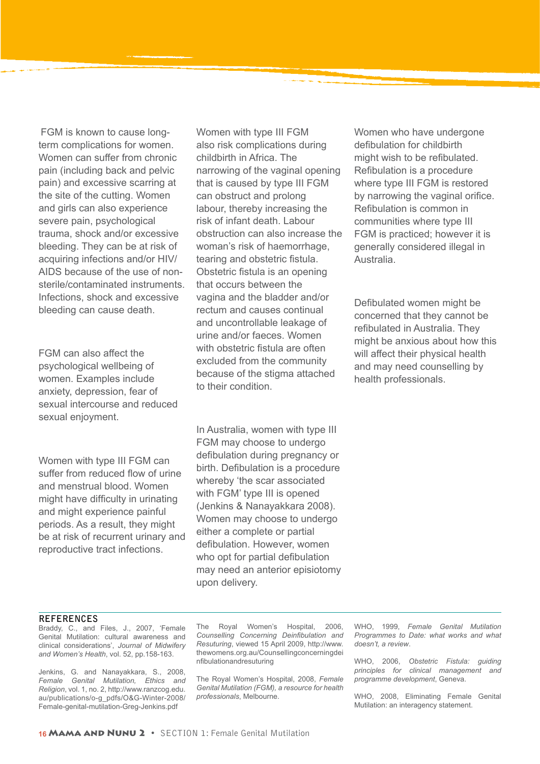FGM is known to cause long-term complications for women. Women can suffer from chronic pain (including back and pelvic pain) and excessive scarring at the site of the cutting. Women and girls can also experience severe pain, psychological trauma, shock and/or excessive bleeding. They can be at risk of acquiring infections and/or HIV/AIDS because of the use of non-sterile/contaminated instruments. Infections, shock and excessive bleeding can cause death.

FGM can also affect the psychological wellbeing of women. Examples include anxiety, depression, fear of sexual intercourse and reduced sexual enjoyment.

Women with type III FGM can suffer from reduced flow of urine and menstrual blood. Women might have difficulty in urinating and might experience painful periods. As a result, they might be at risk of recurrent urinary and reproductive tract infections.

Women with type III FGM also risk complications during childbirth in Africa. The narrowing of the vaginal opening that is caused by type III FGM can obstruct and prolong labour, thereby increasing the risk of infant death. Labour obstruction can also increase the woman's risk of haemorrhage, tearing and obstetric fistula. Obstetric fistula is an opening that occurs between the vagina and the bladder and/or rectum and causes continual and uncontrollable leakage of urine and/or faeces. Women with obstetric fistula are often excluded from the community because of the stigma attached to their condition.

In Australia, women with type III FGM may choose to undergo defibulation during pregnancy or birth. Defibulation is a procedure whereby 'the scar associated with FGM' type III is opened (Jenkins & Nanayakkara 2008). Women may choose to undergo either a complete or partial defibulation. However, women who opt for partial defibulation may need an anterior episiotomy upon delivery.

Women who have undergone defibulation for childbirth might wish to be refibulated. Refibulation is a procedure where type III FGM is restored by narrowing the vaginal orifice. Refibulation is common in communities where type III FGM is practiced; however it is generally considered illegal in Australia.

Defibulated women might be concerned that they cannot be refibulated in Australia. They might be anxious about how this will affect their physical health and may need counselling by health professionals.

## REFERENCES

Braddy, C., and Files, J., 2007, 'Female Genital Mutilation: cultural awareness and clinical considerations', *Journal of Midwifery and Women's Health*, vol. 52, pp.158-163.

Jenkins, G. and Nanayakkara, S., 2008, *Female Genital Mutilation, Ethics and Religion*, vol. 1, no. 2, http://www.ranzcog.edu.au/publications/o-g_pdfs/O&G-Winter-2008/Female-genital-mutilation-Greg-Jenkins.pdf

The Royal Women's Hospital, 2006, *Counselling Concerning Deinfibulation and Resuturing*, viewed 15 April 2009, http://www.thewomens.org.au/Counsellingconcerningdeinfibulationandresuturing

The Royal Women's Hospital, 2008, *Female Genital Mutilation (FGM), a resource for health professionals*, Melbourne.

WHO, 1999, *Female Genital Mutilation Programmes to Date: what works and what doesn't, a review*.

WHO, 2006, *Obstetric Fistula: guiding principles for clinical management and programme development*, Geneva.

WHO, 2008, Eliminating Female Genital Mutilation: an interagency statement.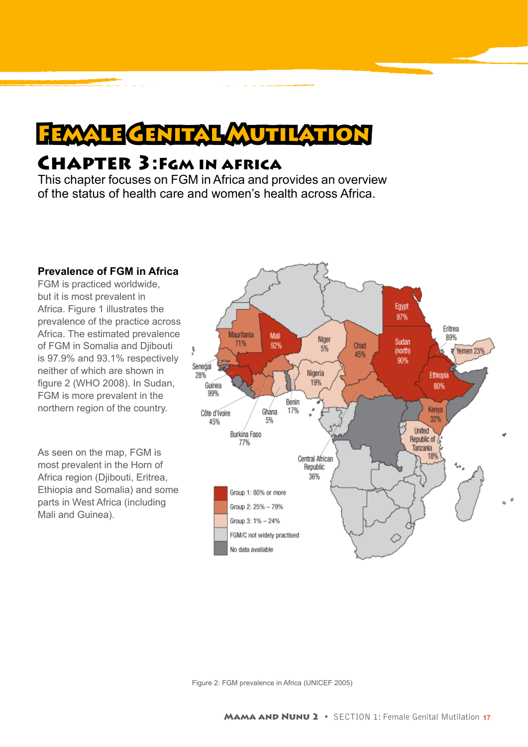# Female Genital Mutilation

## Chapter 3: FGM in Africa

This chapter focuses on FGM in Africa and provides an overview of the status of health care and women's health across Africa.

**Prevalence of FGM in Africa**

FGM is practiced worldwide, but it is most prevalent in Africa. Figure 1 illustrates the prevalence of the practice across Africa. The estimated prevalence of FGM in Somalia and Djibouti is 97.9% and 93.1% respectively neither of which are shown in figure 2 (WHO 2008). In Sudan, FGM is more prevalent in the northern region of the country.

As seen on the map, FGM is most prevalent in the Horn of Africa region (Djibouti, Eritrea, Ethiopia and Somalia) and some parts in West Africa (including Mali and Guinea).

Egypt 97%, Eritrea 89%, Sudan (north) 90%, Yemen 23%, Ethiopia 80%, Kenya 32%, United Republic of Tanzania 18%, Mauritania 71%, Mali 92%, Niger 5%, Chad 45%, Nigeria 19%, Senegal 28%, Guinea 99%, Benin 17%, Côte d'Ivoire 45%, Ghana 5%, Burkina Faso 77%, Central African Republic 36%

Group 1: 80% or more
Group 2: 25% – 79%
Group 3: 1% – 24%
FGM/C not widely practised
No data available

Figure 2: FGM prevalence in Africa (UNICEF 2005)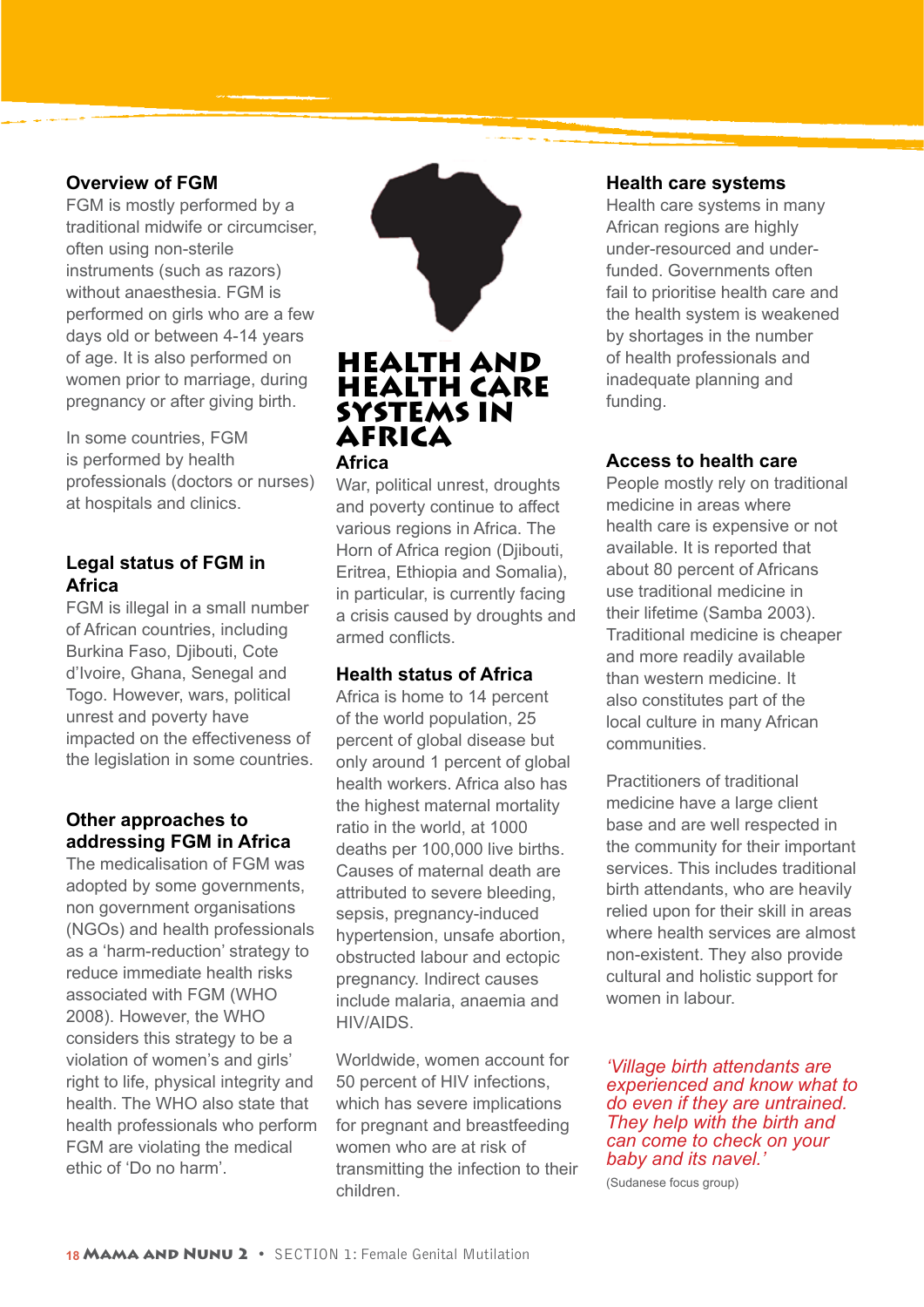### Overview of FGM

FGM is mostly performed by a traditional midwife or circumciser, often using non-sterile instruments (such as razors) without anaesthesia. FGM is performed on girls who are a few days old or between 4-14 years of age. It is also performed on women prior to marriage, during pregnancy or after giving birth.

In some countries, FGM is performed by health professionals (doctors or nurses) at hospitals and clinics.

### Legal status of FGM in Africa

FGM is illegal in a small number of African countries, including Burkina Faso, Djibouti, Cote d'Ivoire, Ghana, Senegal and Togo. However, wars, political unrest and poverty have impacted on the effectiveness of the legislation in some countries.

### Other approaches to addressing FGM in Africa

The medicalisation of FGM was adopted by some governments, non government organisations (NGOs) and health professionals as a 'harm-reduction' strategy to reduce immediate health risks associated with FGM (WHO 2008). However, the WHO considers this strategy to be a violation of women's and girls' right to life, physical integrity and health. The WHO also state that health professionals who perform FGM are violating the medical ethic of 'Do no harm'.

## HEALTH AND HEALTH CARE SYSTEMS IN AFRICA

### Africa

War, political unrest, droughts and poverty continue to affect various regions in Africa. The Horn of Africa region (Djibouti, Eritrea, Ethiopia and Somalia), in particular, is currently facing a crisis caused by droughts and armed conflicts.

### Health status of Africa

Africa is home to 14 percent of the world population, 25 percent of global disease but only around 1 percent of global health workers. Africa also has the highest maternal mortality ratio in the world, at 1000 deaths per 100,000 live births. Causes of maternal death are attributed to severe bleeding, sepsis, pregnancy-induced hypertension, unsafe abortion, obstructed labour and ectopic pregnancy. Indirect causes include malaria, anaemia and HIV/AIDS.

Worldwide, women account for 50 percent of HIV infections, which has severe implications for pregnant and breastfeeding women who are at risk of transmitting the infection to their children.

### Health care systems

Health care systems in many African regions are highly under-resourced and under-funded. Governments often fail to prioritise health care and the health system is weakened by shortages in the number of health professionals and inadequate planning and funding.

### Access to health care

People mostly rely on traditional medicine in areas where health care is expensive or not available. It is reported that about 80 percent of Africans use traditional medicine in their lifetime (Samba 2003). Traditional medicine is cheaper and more readily available than western medicine. It also constitutes part of the local culture in many African communities.

Practitioners of traditional medicine have a large client base and are well respected in the community for their important services. This includes traditional birth attendants, who are heavily relied upon for their skill in areas where health services are almost non-existent. They also provide cultural and holistic support for women in labour.

*'Village birth attendants are experienced and know what to do even if they are untrained. They help with the birth and can come to check on your baby and its navel.'*

(Sudanese focus group)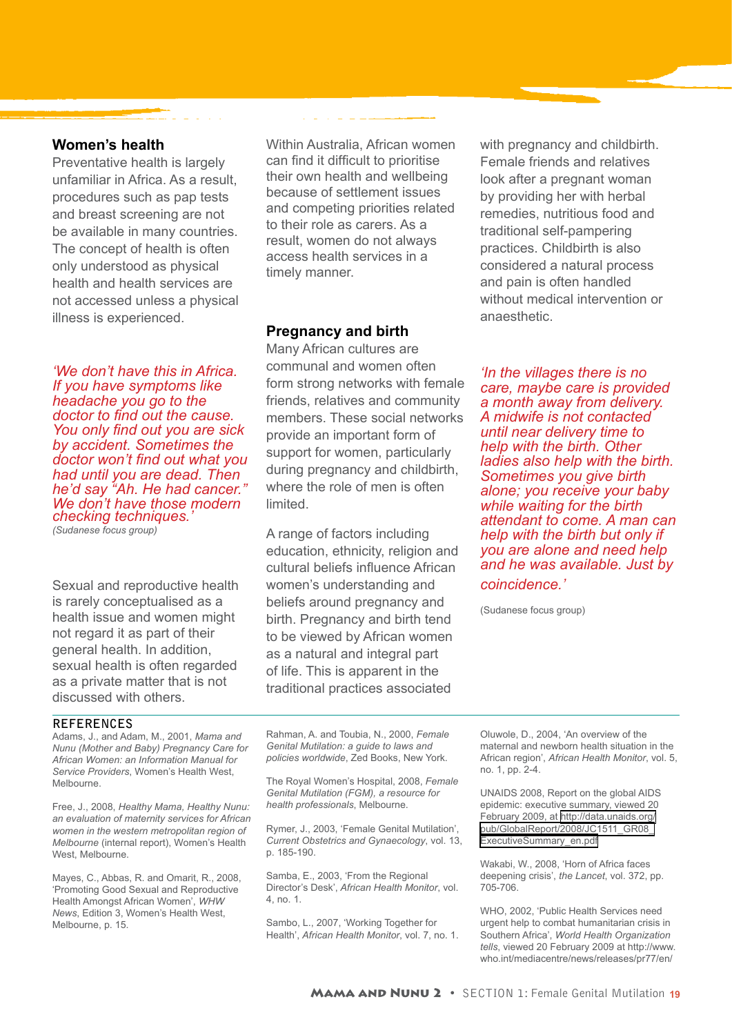## Women's health

Preventative health is largely unfamiliar in Africa. As a result, procedures such as pap tests and breast screening are not be available in many countries. The concept of health is often only understood as physical health and health services are not accessed unless a physical illness is experienced.

*'We don't have this in Africa. If you have symptoms like headache you go to the doctor to find out the cause. You only find out you are sick by accident. Sometimes the doctor won't find out what you had until you are dead. Then he'd say "Ah. He had cancer." We don't have those modern checking techniques.'*

*(Sudanese focus group)*

Sexual and reproductive health is rarely conceptualised as a health issue and women might not regard it as part of their general health. In addition, sexual health is often regarded as a private matter that is not discussed with others.

Within Australia, African women can find it difficult to prioritise their own health and wellbeing because of settlement issues and competing priorities related to their role as carers. As a result, women do not always access health services in a timely manner.

## Pregnancy and birth

Many African cultures are communal and women often form strong networks with female friends, relatives and community members. These social networks provide an important form of support for women, particularly during pregnancy and childbirth, where the role of men is often limited.

A range of factors including education, ethnicity, religion and cultural beliefs influence African women's understanding and beliefs around pregnancy and birth. Pregnancy and birth tend to be viewed by African women as a natural and integral part of life. This is apparent in the traditional practices associated with pregnancy and childbirth. Female friends and relatives look after a pregnant woman by providing her with herbal remedies, nutritious food and traditional self-pampering practices. Childbirth is also considered a natural process and pain is often handled without medical intervention or anaesthetic.

*'In the villages there is no care, maybe care is provided a month away from delivery. A midwife is not contacted until near delivery time to help with the birth. Other ladies also help with the birth. Sometimes you give birth alone; you receive your baby while waiting for the birth attendant to come. A man can help with the birth but only if you are alone and need help and he was available. Just by coincidence.'*

(Sudanese focus group)

## REFERENCES

Adams, J., and Adam, M., 2001, *Mama and Nunu (Mother and Baby) Pregnancy Care for African Women: an Information Manual for Service Providers*, Women's Health West, Melbourne.

Free, J., 2008, *Healthy Mama, Healthy Nunu: an evaluation of maternity services for African women in the western metropolitan region of Melbourne* (internal report), Women's Health West, Melbourne.

Mayes, C., Abbas, R. and Omarit, R., 2008, 'Promoting Good Sexual and Reproductive Health Amongst African Women', *WHW News*, Edition 3, Women's Health West, Melbourne, p. 15.

Rahman, A. and Toubia, N., 2000, *Female Genital Mutilation: a guide to laws and policies worldwide*, Zed Books, New York.

The Royal Women's Hospital, 2008, *Female Genital Mutilation (FGM), a resource for health professionals*, Melbourne.

Rymer, J., 2003, 'Female Genital Mutilation', *Current Obstetrics and Gynaecology*, vol. 13, p. 185-190.

Samba, E., 2003, 'From the Regional Director's Desk', *African Health Monitor*, vol. 4, no. 1.

Sambo, L., 2007, 'Working Together for Health', *African Health Monitor*, vol. 7, no. 1.

Oluwole, D., 2004, 'An overview of the maternal and newborn health situation in the African region', *African Health Monitor*, vol. 5, no. 1, pp. 2-4.

UNAIDS 2008, Report on the global AIDS epidemic: executive summary, viewed 20 February 2009, at http://data.unaids.org/pub/GlobalReport/2008/JC1511_GR08_ExecutiveSummary_en.pdf

Wakabi, W., 2008, 'Horn of Africa faces deepening crisis', *the Lancet*, vol. 372, pp. 705-706.

WHO, 2002, 'Public Health Services need urgent help to combat humanitarian crisis in Southern Africa', *World Health Organization tells*, viewed 20 February 2009 at http://www.who.int/mediacentre/news/releases/pr77/en/